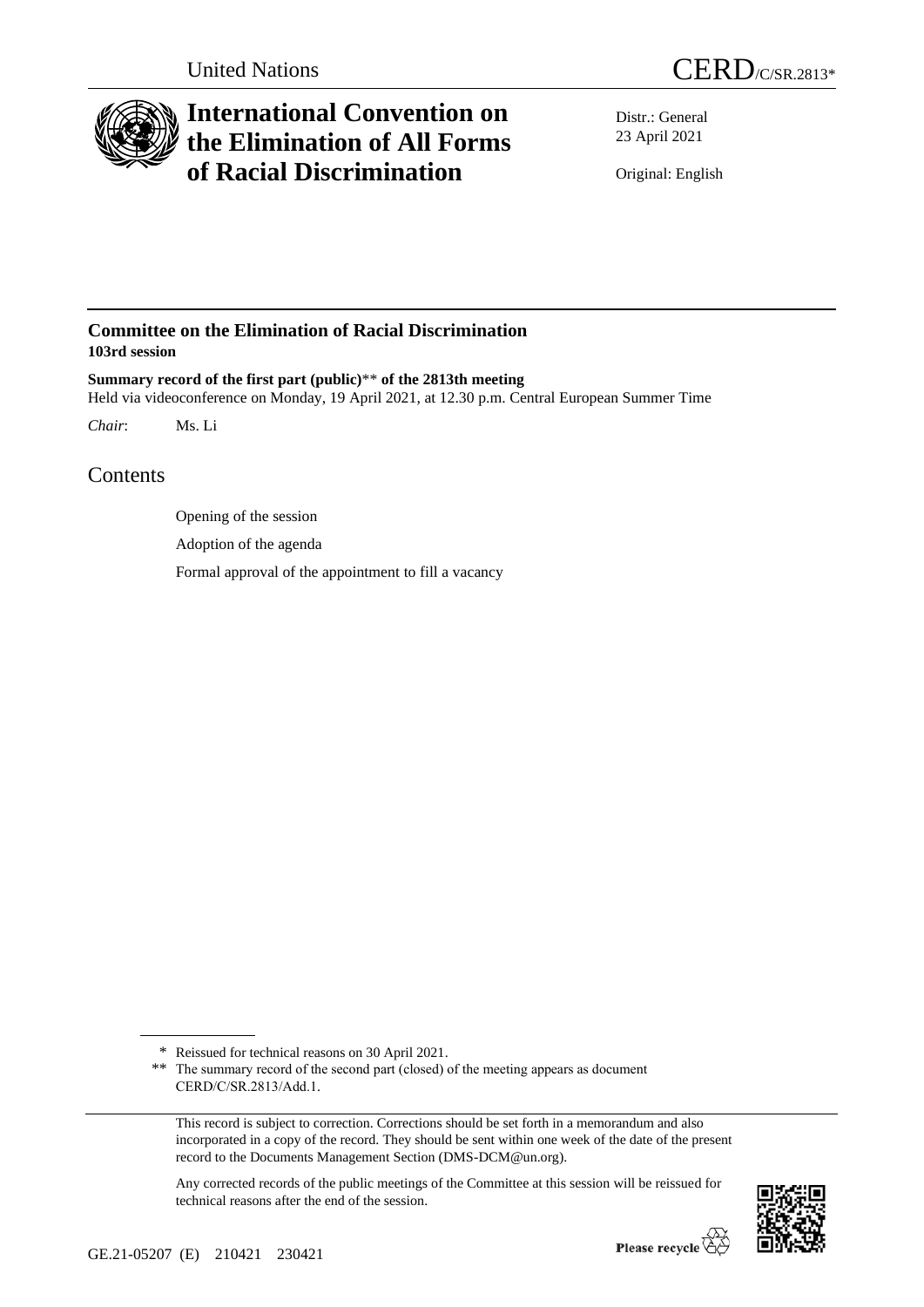United Nations CERD/C/SR.2813*

# International Convention on the Elimination of All Forms of Racial Discrimination

Distr.: General
23 April 2021

Original: English

## Committee on the Elimination of Racial Discrimination

**103rd session**

**Summary record of the first part (public)\*\* of the 2813th meeting**

Held via videoconference on Monday, 19 April 2021, at 12.30 p.m. Central European Summer Time

*Chair*: Ms. Li

# Contents

Opening of the session

Adoption of the agenda

Formal approval of the appointment to fill a vacancy

\* Reissued for technical reasons on 30 April 2021.

\*\* The summary record of the second part (closed) of the meeting appears as document CERD/C/SR.2813/Add.1.

This record is subject to correction. Corrections should be set forth in a memorandum and also incorporated in a copy of the record. They should be sent within one week of the date of the present record to the Documents Management Section (DMS-DCM@un.org).

Any corrected records of the public meetings of the Committee at this session will be reissued for technical reasons after the end of the session.

GE.21-05207 (E) 210421 230421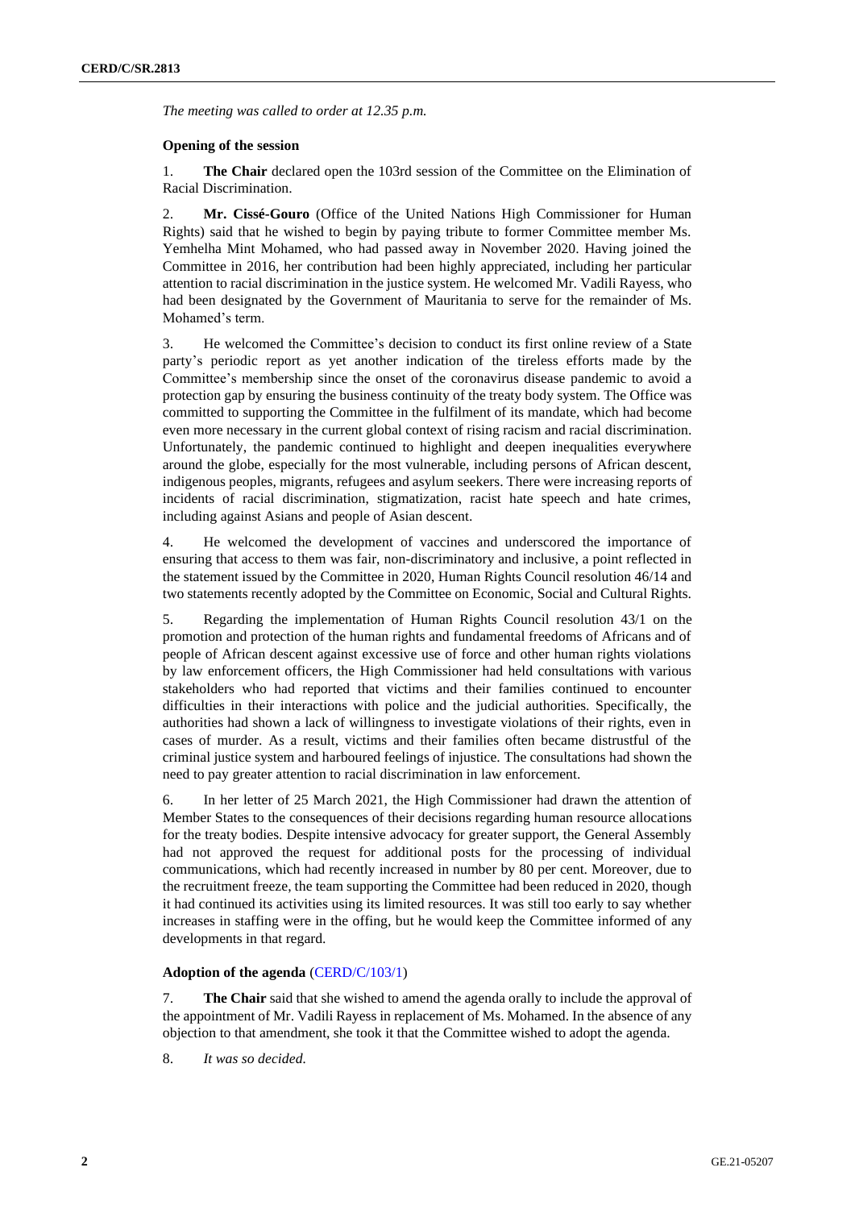*The meeting was called to order at 12.35 p.m.*

**Opening of the session**

1. **The Chair** declared open the 103rd session of the Committee on the Elimination of Racial Discrimination.

2. **Mr. Cissé-Gouro** (Office of the United Nations High Commissioner for Human Rights) said that he wished to begin by paying tribute to former Committee member Ms. Yemhelha Mint Mohamed, who had passed away in November 2020. Having joined the Committee in 2016, her contribution had been highly appreciated, including her particular attention to racial discrimination in the justice system. He welcomed Mr. Vadili Rayess, who had been designated by the Government of Mauritania to serve for the remainder of Ms. Mohamed's term.

3. He welcomed the Committee's decision to conduct its first online review of a State party's periodic report as yet another indication of the tireless efforts made by the Committee's membership since the onset of the coronavirus disease pandemic to avoid a protection gap by ensuring the business continuity of the treaty body system. The Office was committed to supporting the Committee in the fulfilment of its mandate, which had become even more necessary in the current global context of rising racism and racial discrimination. Unfortunately, the pandemic continued to highlight and deepen inequalities everywhere around the globe, especially for the most vulnerable, including persons of African descent, indigenous peoples, migrants, refugees and asylum seekers. There were increasing reports of incidents of racial discrimination, stigmatization, racist hate speech and hate crimes, including against Asians and people of Asian descent.

4. He welcomed the development of vaccines and underscored the importance of ensuring that access to them was fair, non-discriminatory and inclusive, a point reflected in the statement issued by the Committee in 2020, Human Rights Council resolution 46/14 and two statements recently adopted by the Committee on Economic, Social and Cultural Rights.

5. Regarding the implementation of Human Rights Council resolution 43/1 on the promotion and protection of the human rights and fundamental freedoms of Africans and of people of African descent against excessive use of force and other human rights violations by law enforcement officers, the High Commissioner had held consultations with various stakeholders who had reported that victims and their families continued to encounter difficulties in their interactions with police and the judicial authorities. Specifically, the authorities had shown a lack of willingness to investigate violations of their rights, even in cases of murder. As a result, victims and their families often became distrustful of the criminal justice system and harboured feelings of injustice. The consultations had shown the need to pay greater attention to racial discrimination in law enforcement.

6. In her letter of 25 March 2021, the High Commissioner had drawn the attention of Member States to the consequences of their decisions regarding human resource allocations for the treaty bodies. Despite intensive advocacy for greater support, the General Assembly had not approved the request for additional posts for the processing of individual communications, which had recently increased in number by 80 per cent. Moreover, due to the recruitment freeze, the team supporting the Committee had been reduced in 2020, though it had continued its activities using its limited resources. It was still too early to say whether increases in staffing were in the offing, but he would keep the Committee informed of any developments in that regard.

**Adoption of the agenda** (CERD/C/103/1)

7. **The Chair** said that she wished to amend the agenda orally to include the approval of the appointment of Mr. Vadili Rayess in replacement of Ms. Mohamed. In the absence of any objection to that amendment, she took it that the Committee wished to adopt the agenda.

8. *It was so decided.*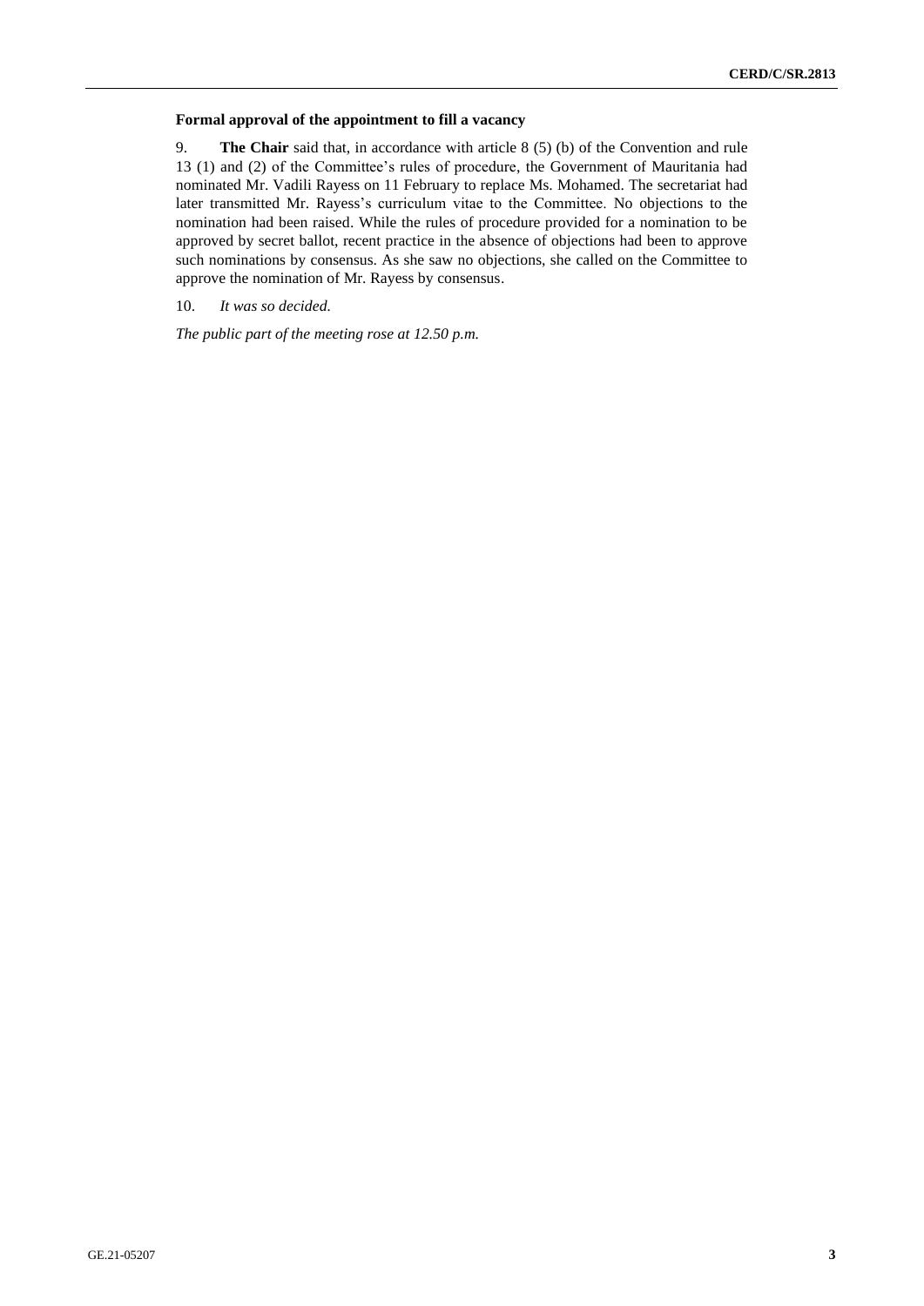### Formal approval of the appointment to fill a vacancy

9. **The Chair** said that, in accordance with article 8 (5) (b) of the Convention and rule 13 (1) and (2) of the Committee's rules of procedure, the Government of Mauritania had nominated Mr. Vadili Rayess on 11 February to replace Ms. Mohamed. The secretariat had later transmitted Mr. Rayess's curriculum vitae to the Committee. No objections to the nomination had been raised. While the rules of procedure provided for a nomination to be approved by secret ballot, recent practice in the absence of objections had been to approve such nominations by consensus. As she saw no objections, she called on the Committee to approve the nomination of Mr. Rayess by consensus.

10. *It was so decided.*

*The public part of the meeting rose at 12.50 p.m.*